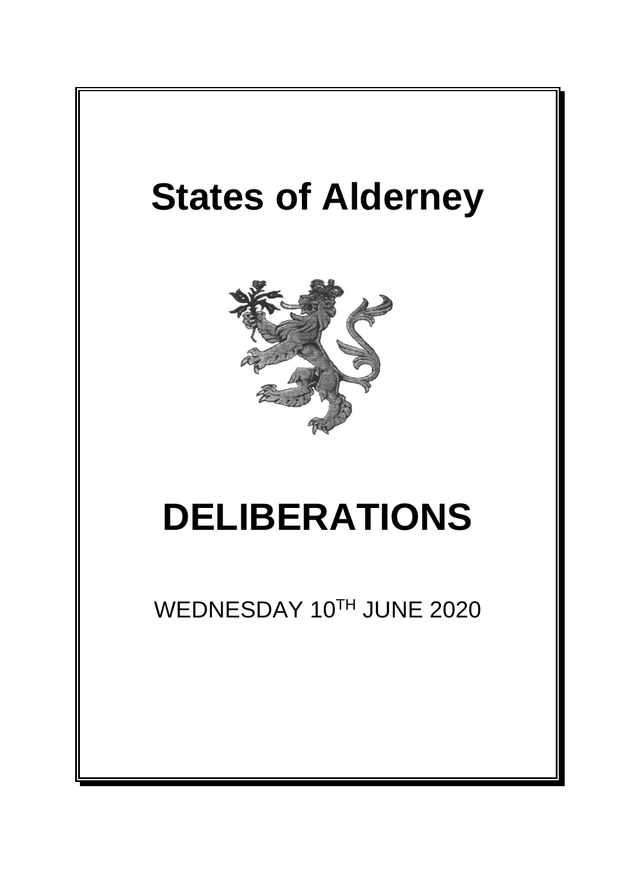# States of Alderney

# DELIBERATIONS

WEDNESDAY 10TH JUNE 2020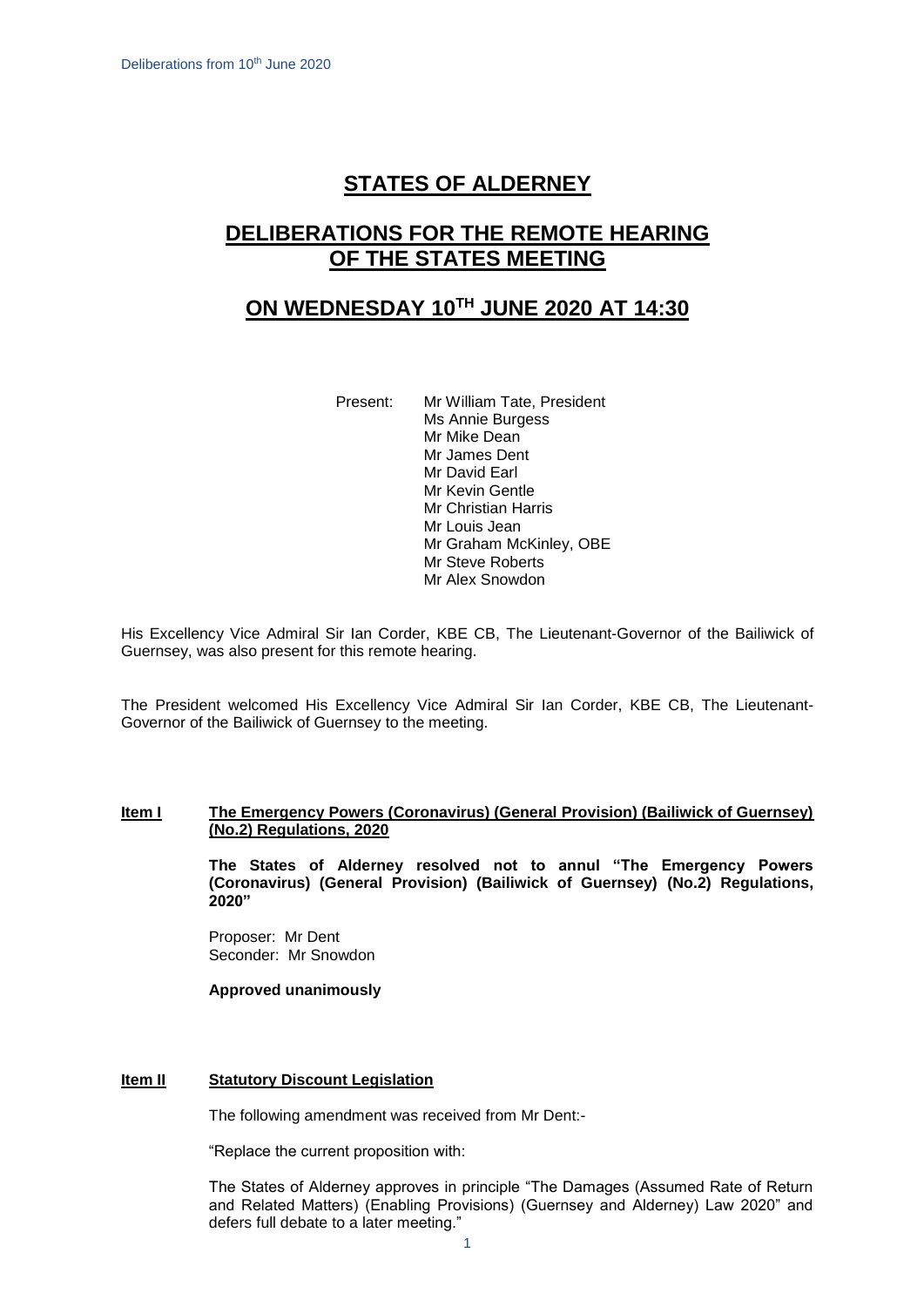# STATES OF ALDERNEY

## DELIBERATIONS FOR THE REMOTE HEARING OF THE STATES MEETING

## ON WEDNESDAY 10TH JUNE 2020 AT 14:30

Present:
Mr William Tate, President
Ms Annie Burgess
Mr Mike Dean
Mr James Dent
Mr David Earl
Mr Kevin Gentle
Mr Christian Harris
Mr Louis Jean
Mr Graham McKinley, OBE
Mr Steve Roberts
Mr Alex Snowdon

His Excellency Vice Admiral Sir Ian Corder, KBE CB, The Lieutenant-Governor of the Bailiwick of Guernsey, was also present for this remote hearing.

The President welcomed His Excellency Vice Admiral Sir Ian Corder, KBE CB, The Lieutenant-Governor of the Bailiwick of Guernsey to the meeting.

**Item I The Emergency Powers (Coronavirus) (General Provision) (Bailiwick of Guernsey) (No.2) Regulations, 2020**

**The States of Alderney resolved not to annul "The Emergency Powers (Coronavirus) (General Provision) (Bailiwick of Guernsey) (No.2) Regulations, 2020"**

Proposer: Mr Dent
Seconder: Mr Snowdon

**Approved unanimously**

**Item II Statutory Discount Legislation**

The following amendment was received from Mr Dent:-

"Replace the current proposition with:

The States of Alderney approves in principle "The Damages (Assumed Rate of Return and Related Matters) (Enabling Provisions) (Guernsey and Alderney) Law 2020" and defers full debate to a later meeting."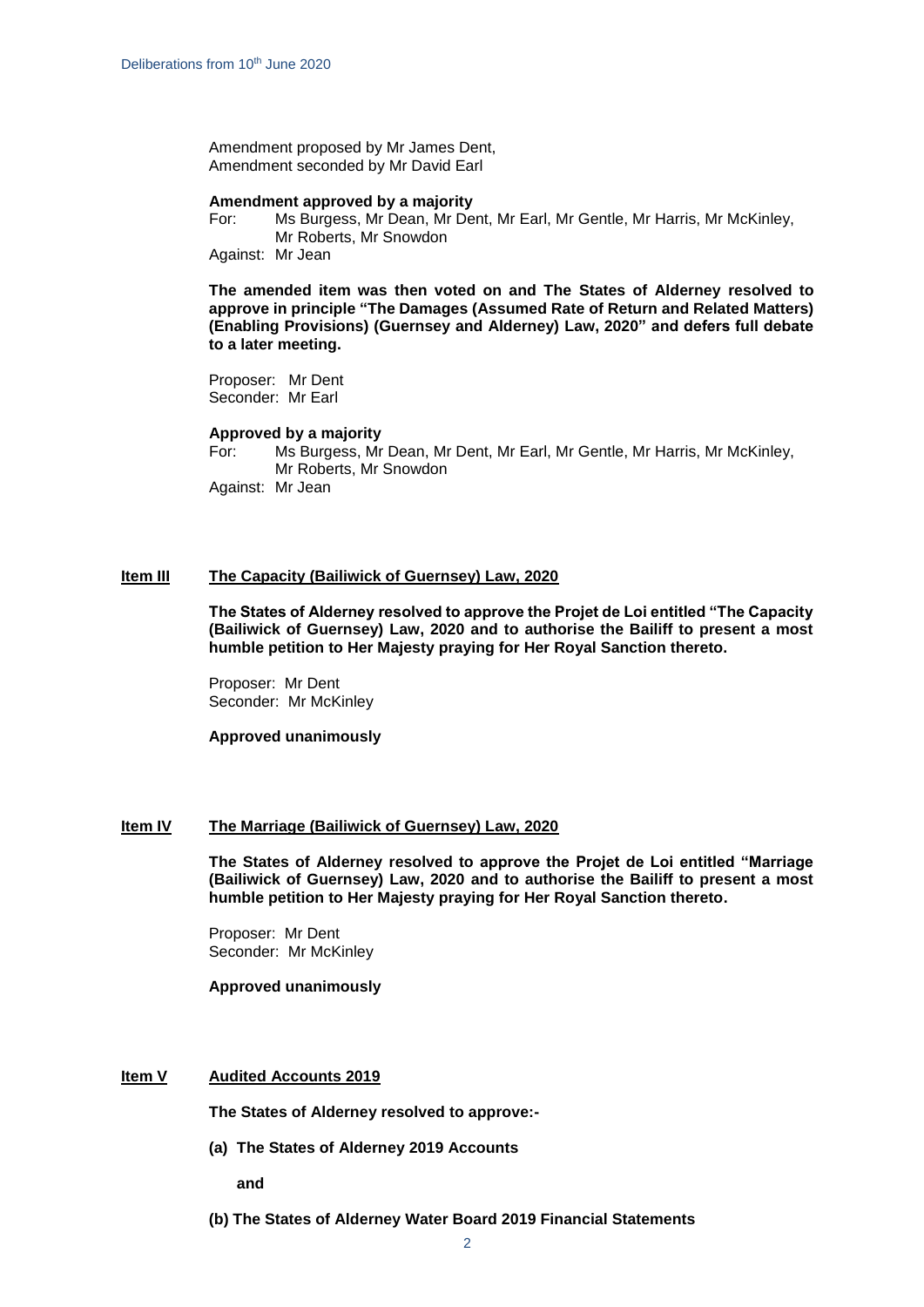Amendment proposed by Mr James Dent,
Amendment seconded by Mr David Earl

**Amendment approved by a majority**
For: Ms Burgess, Mr Dean, Mr Dent, Mr Earl, Mr Gentle, Mr Harris, Mr McKinley, Mr Roberts, Mr Snowdon
Against: Mr Jean

**The amended item was then voted on and The States of Alderney resolved to approve in principle "The Damages (Assumed Rate of Return and Related Matters) (Enabling Provisions) (Guernsey and Alderney) Law, 2020" and defers full debate to a later meeting.**

Proposer: Mr Dent
Seconder: Mr Earl

**Approved by a majority**
For: Ms Burgess, Mr Dean, Mr Dent, Mr Earl, Mr Gentle, Mr Harris, Mr McKinley, Mr Roberts, Mr Snowdon
Against: Mr Jean

## Item III The Capacity (Bailiwick of Guernsey) Law, 2020

**The States of Alderney resolved to approve the Projet de Loi entitled "The Capacity (Bailiwick of Guernsey) Law, 2020 and to authorise the Bailiff to present a most humble petition to Her Majesty praying for Her Royal Sanction thereto.**

Proposer: Mr Dent
Seconder: Mr McKinley

**Approved unanimously**

## Item IV The Marriage (Bailiwick of Guernsey) Law, 2020

**The States of Alderney resolved to approve the Projet de Loi entitled "Marriage (Bailiwick of Guernsey) Law, 2020 and to authorise the Bailiff to present a most humble petition to Her Majesty praying for Her Royal Sanction thereto.**

Proposer: Mr Dent
Seconder: Mr McKinley

**Approved unanimously**

## Item V Audited Accounts 2019

**The States of Alderney resolved to approve:-**

**(a) The States of Alderney 2019 Accounts**

**and**

**(b) The States of Alderney Water Board 2019 Financial Statements**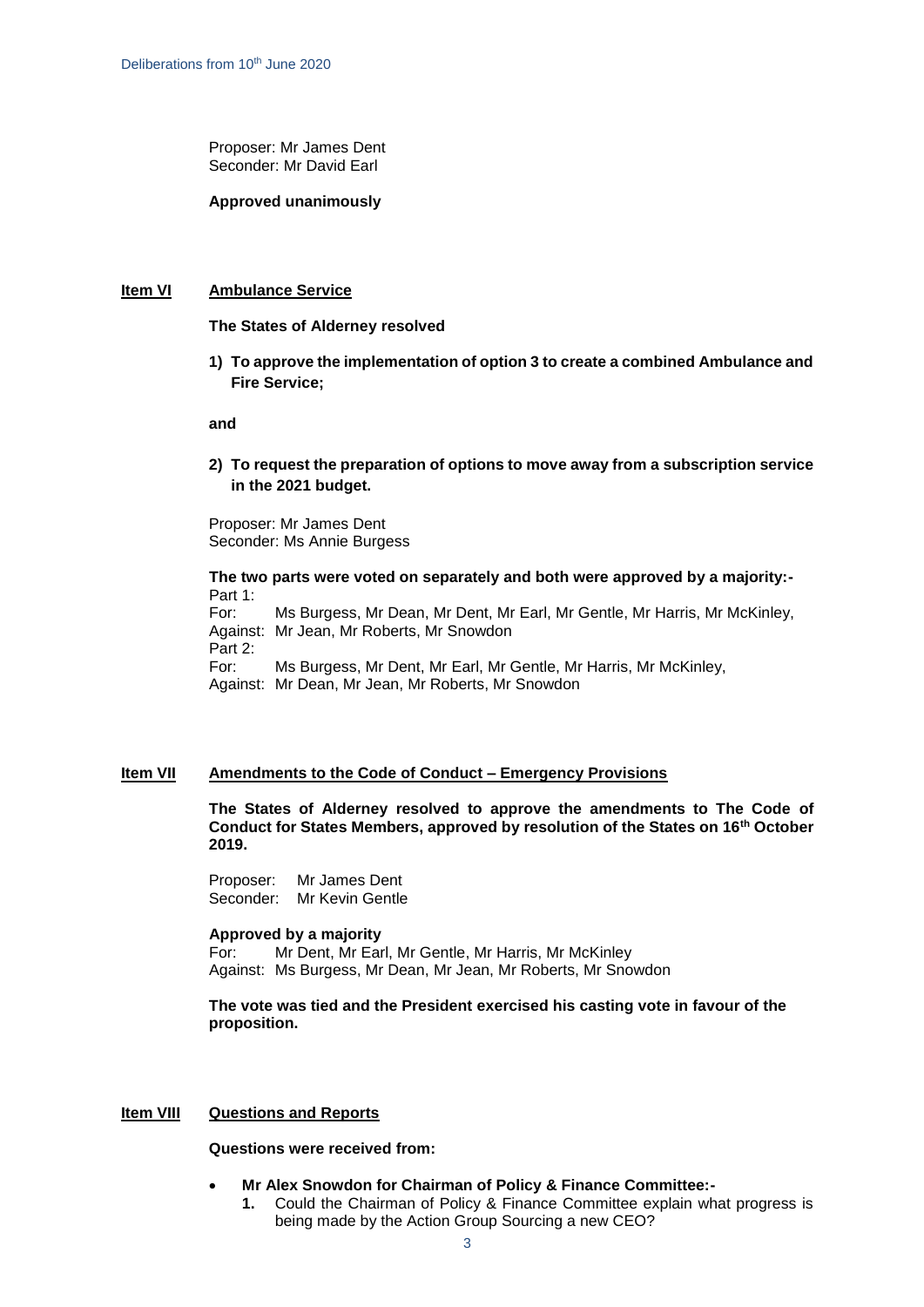Proposer: Mr James Dent
Seconder: Mr David Earl

**Approved unanimously**

## Item VI **Ambulance Service**

**The States of Alderney resolved**

1) **To approve the implementation of option 3 to create a combined Ambulance and Fire Service;**

**and**

2) **To request the preparation of options to move away from a subscription service in the 2021 budget.**

Proposer: Mr James Dent
Seconder: Ms Annie Burgess

**The two parts were voted on separately and both were approved by a majority:-**

Part 1:
For: Ms Burgess, Mr Dean, Mr Dent, Mr Earl, Mr Gentle, Mr Harris, Mr McKinley,
Against: Mr Jean, Mr Roberts, Mr Snowdon

Part 2:
For: Ms Burgess, Mr Dent, Mr Earl, Mr Gentle, Mr Harris, Mr McKinley,
Against: Mr Dean, Mr Jean, Mr Roberts, Mr Snowdon

## Item VII **Amendments to the Code of Conduct – Emergency Provisions**

**The States of Alderney resolved to approve the amendments to The Code of Conduct for States Members, approved by resolution of the States on 16th October 2019.**

Proposer: Mr James Dent
Seconder: Mr Kevin Gentle

**Approved by a majority**
For: Mr Dent, Mr Earl, Mr Gentle, Mr Harris, Mr McKinley
Against: Ms Burgess, Mr Dean, Mr Jean, Mr Roberts, Mr Snowdon

**The vote was tied and the President exercised his casting vote in favour of the proposition.**

## Item VIII **Questions and Reports**

**Questions were received from:**

- **Mr Alex Snowdon for Chairman of Policy & Finance Committee:-**
  1. Could the Chairman of Policy & Finance Committee explain what progress is being made by the Action Group Sourcing a new CEO?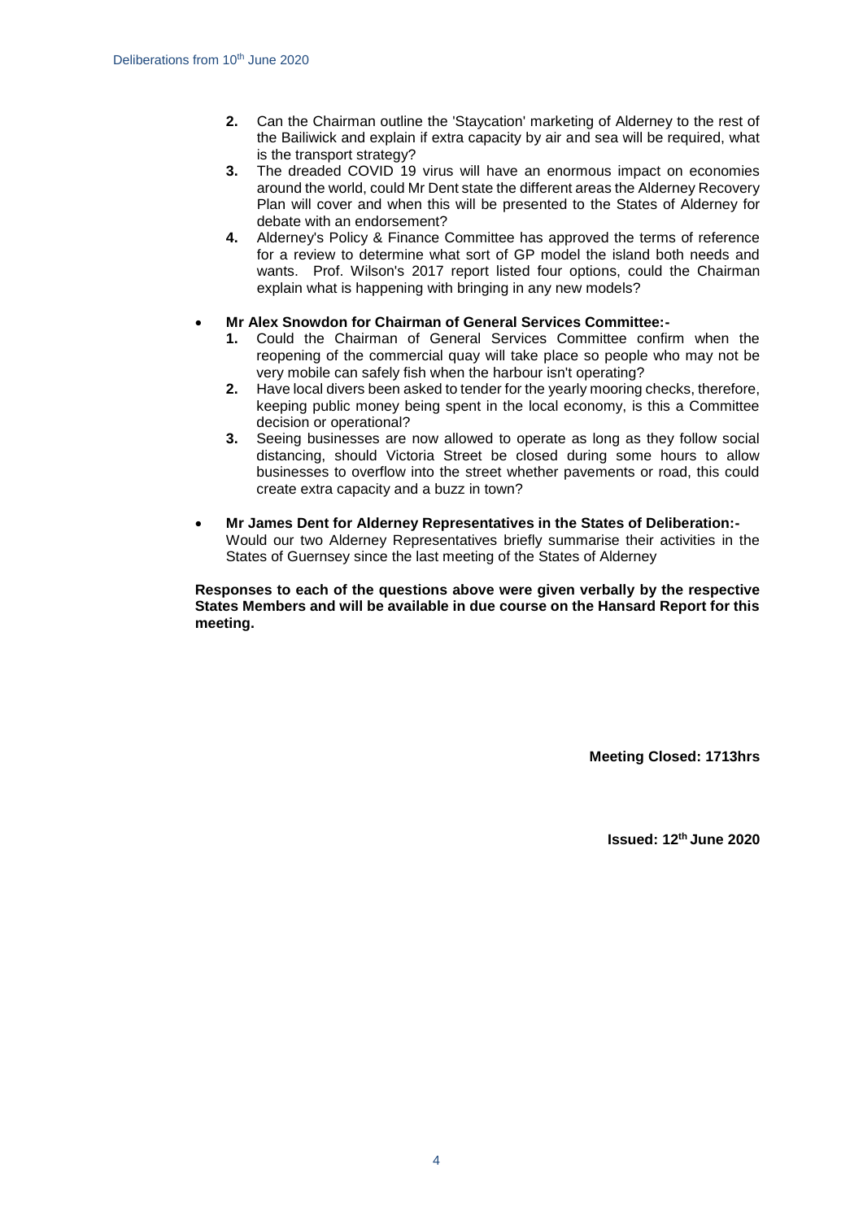2. Can the Chairman outline the 'Staycation' marketing of Alderney to the rest of the Bailiwick and explain if extra capacity by air and sea will be required, what is the transport strategy?
3. The dreaded COVID 19 virus will have an enormous impact on economies around the world, could Mr Dent state the different areas the Alderney Recovery Plan will cover and when this will be presented to the States of Alderney for debate with an endorsement?
4. Alderney's Policy & Finance Committee has approved the terms of reference for a review to determine what sort of GP model the island both needs and wants. Prof. Wilson's 2017 report listed four options, could the Chairman explain what is happening with bringing in any new models?

- **Mr Alex Snowdon for Chairman of General Services Committee:-**
  1. Could the Chairman of General Services Committee confirm when the reopening of the commercial quay will take place so people who may not be very mobile can safely fish when the harbour isn't operating?
  2. Have local divers been asked to tender for the yearly mooring checks, therefore, keeping public money being spent in the local economy, is this a Committee decision or operational?
  3. Seeing businesses are now allowed to operate as long as they follow social distancing, should Victoria Street be closed during some hours to allow businesses to overflow into the street whether pavements or road, this could create extra capacity and a buzz in town?

- **Mr James Dent for Alderney Representatives in the States of Deliberation:-**
  Would our two Alderney Representatives briefly summarise their activities in the States of Guernsey since the last meeting of the States of Alderney

**Responses to each of the questions above were given verbally by the respective States Members and will be available in due course on the Hansard Report for this meeting.**

**Meeting Closed: 1713hrs**

**Issued: 12th June 2020**